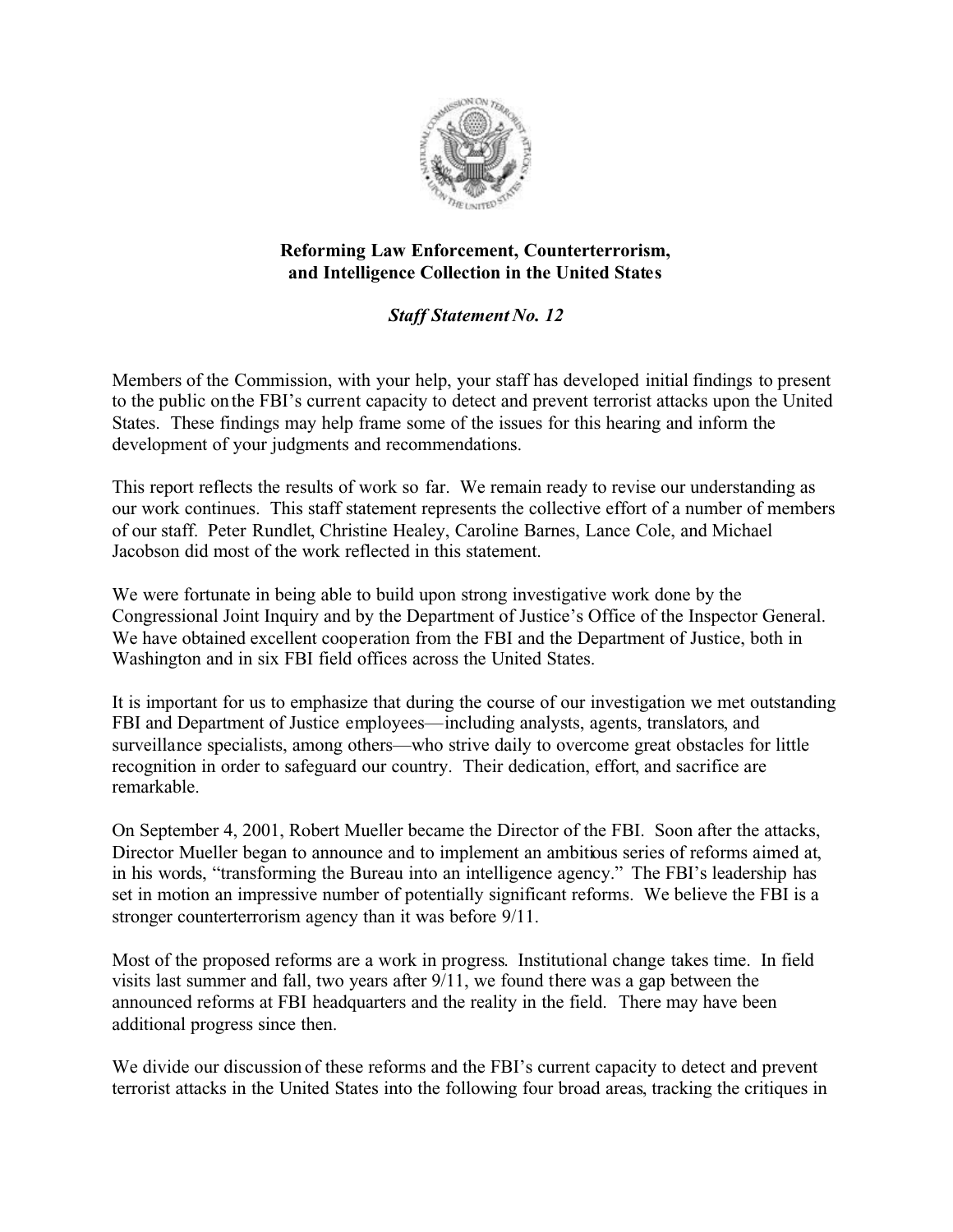**Reforming Law Enforcement, Counterterrorism, and Intelligence Collection in the United States**

***Staff Statement No. 12***

Members of the Commission, with your help, your staff has developed initial findings to present to the public on the FBI's current capacity to detect and prevent terrorist attacks upon the United States. These findings may help frame some of the issues for this hearing and inform the development of your judgments and recommendations.

This report reflects the results of work so far. We remain ready to revise our understanding as our work continues. This staff statement represents the collective effort of a number of members of our staff. Peter Rundlet, Christine Healey, Caroline Barnes, Lance Cole, and Michael Jacobson did most of the work reflected in this statement.

We were fortunate in being able to build upon strong investigative work done by the Congressional Joint Inquiry and by the Department of Justice's Office of the Inspector General. We have obtained excellent cooperation from the FBI and the Department of Justice, both in Washington and in six FBI field offices across the United States.

It is important for us to emphasize that during the course of our investigation we met outstanding FBI and Department of Justice employees—including analysts, agents, translators, and surveillance specialists, among others—who strive daily to overcome great obstacles for little recognition in order to safeguard our country. Their dedication, effort, and sacrifice are remarkable.

On September 4, 2001, Robert Mueller became the Director of the FBI. Soon after the attacks, Director Mueller began to announce and to implement an ambitious series of reforms aimed at, in his words, "transforming the Bureau into an intelligence agency." The FBI's leadership has set in motion an impressive number of potentially significant reforms. We believe the FBI is a stronger counterterrorism agency than it was before 9/11.

Most of the proposed reforms are a work in progress. Institutional change takes time. In field visits last summer and fall, two years after 9/11, we found there was a gap between the announced reforms at FBI headquarters and the reality in the field. There may have been additional progress since then.

We divide our discussion of these reforms and the FBI's current capacity to detect and prevent terrorist attacks in the United States into the following four broad areas, tracking the critiques in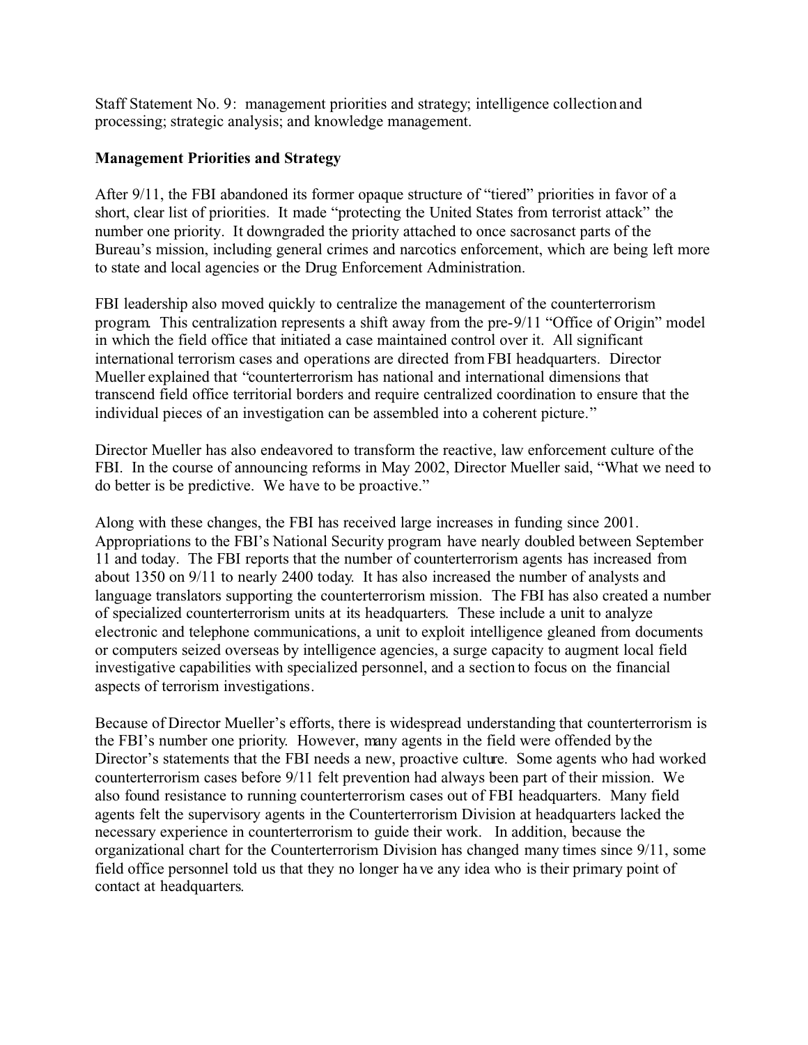Staff Statement No. 9: management priorities and strategy; intelligence collection and processing; strategic analysis; and knowledge management.

**Management Priorities and Strategy**

After 9/11, the FBI abandoned its former opaque structure of "tiered" priorities in favor of a short, clear list of priorities. It made "protecting the United States from terrorist attack" the number one priority. It downgraded the priority attached to once sacrosanct parts of the Bureau's mission, including general crimes and narcotics enforcement, which are being left more to state and local agencies or the Drug Enforcement Administration.

FBI leadership also moved quickly to centralize the management of the counterterrorism program. This centralization represents a shift away from the pre-9/11 "Office of Origin" model in which the field office that initiated a case maintained control over it. All significant international terrorism cases and operations are directed from FBI headquarters. Director Mueller explained that "counterterrorism has national and international dimensions that transcend field office territorial borders and require centralized coordination to ensure that the individual pieces of an investigation can be assembled into a coherent picture."

Director Mueller has also endeavored to transform the reactive, law enforcement culture of the FBI. In the course of announcing reforms in May 2002, Director Mueller said, "What we need to do better is be predictive. We have to be proactive."

Along with these changes, the FBI has received large increases in funding since 2001. Appropriations to the FBI's National Security program have nearly doubled between September 11 and today. The FBI reports that the number of counterterrorism agents has increased from about 1350 on 9/11 to nearly 2400 today. It has also increased the number of analysts and language translators supporting the counterterrorism mission. The FBI has also created a number of specialized counterterrorism units at its headquarters. These include a unit to analyze electronic and telephone communications, a unit to exploit intelligence gleaned from documents or computers seized overseas by intelligence agencies, a surge capacity to augment local field investigative capabilities with specialized personnel, and a section to focus on the financial aspects of terrorism investigations.

Because of Director Mueller's efforts, there is widespread understanding that counterterrorism is the FBI's number one priority. However, many agents in the field were offended by the Director's statements that the FBI needs a new, proactive culture. Some agents who had worked counterterrorism cases before 9/11 felt prevention had always been part of their mission. We also found resistance to running counterterrorism cases out of FBI headquarters. Many field agents felt the supervisory agents in the Counterterrorism Division at headquarters lacked the necessary experience in counterterrorism to guide their work. In addition, because the organizational chart for the Counterterrorism Division has changed many times since 9/11, some field office personnel told us that they no longer have any idea who is their primary point of contact at headquarters.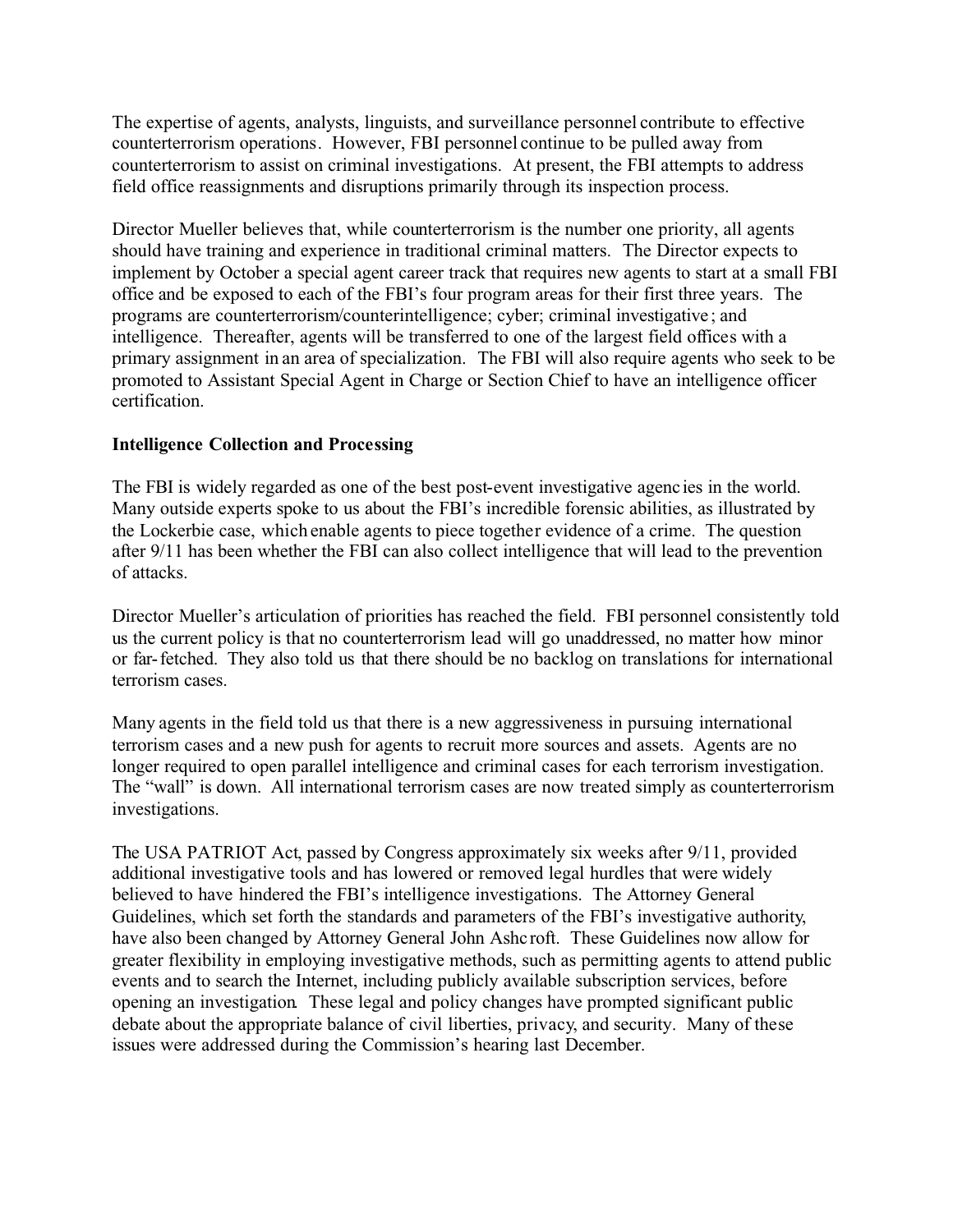The expertise of agents, analysts, linguists, and surveillance personnel contribute to effective counterterrorism operations. However, FBI personnel continue to be pulled away from counterterrorism to assist on criminal investigations. At present, the FBI attempts to address field office reassignments and disruptions primarily through its inspection process.

Director Mueller believes that, while counterterrorism is the number one priority, all agents should have training and experience in traditional criminal matters. The Director expects to implement by October a special agent career track that requires new agents to start at a small FBI office and be exposed to each of the FBI's four program areas for their first three years. The programs are counterterrorism/counterintelligence; cyber; criminal investigative; and intelligence. Thereafter, agents will be transferred to one of the largest field offices with a primary assignment in an area of specialization. The FBI will also require agents who seek to be promoted to Assistant Special Agent in Charge or Section Chief to have an intelligence officer certification.

**Intelligence Collection and Processing**

The FBI is widely regarded as one of the best post-event investigative agencies in the world. Many outside experts spoke to us about the FBI's incredible forensic abilities, as illustrated by the Lockerbie case, which enable agents to piece together evidence of a crime. The question after 9/11 has been whether the FBI can also collect intelligence that will lead to the prevention of attacks.

Director Mueller's articulation of priorities has reached the field. FBI personnel consistently told us the current policy is that no counterterrorism lead will go unaddressed, no matter how minor or far-fetched. They also told us that there should be no backlog on translations for international terrorism cases.

Many agents in the field told us that there is a new aggressiveness in pursuing international terrorism cases and a new push for agents to recruit more sources and assets. Agents are no longer required to open parallel intelligence and criminal cases for each terrorism investigation. The "wall" is down. All international terrorism cases are now treated simply as counterterrorism investigations.

The USA PATRIOT Act, passed by Congress approximately six weeks after 9/11, provided additional investigative tools and has lowered or removed legal hurdles that were widely believed to have hindered the FBI's intelligence investigations. The Attorney General Guidelines, which set forth the standards and parameters of the FBI's investigative authority, have also been changed by Attorney General John Ashcroft. These Guidelines now allow for greater flexibility in employing investigative methods, such as permitting agents to attend public events and to search the Internet, including publicly available subscription services, before opening an investigation. These legal and policy changes have prompted significant public debate about the appropriate balance of civil liberties, privacy, and security. Many of these issues were addressed during the Commission's hearing last December.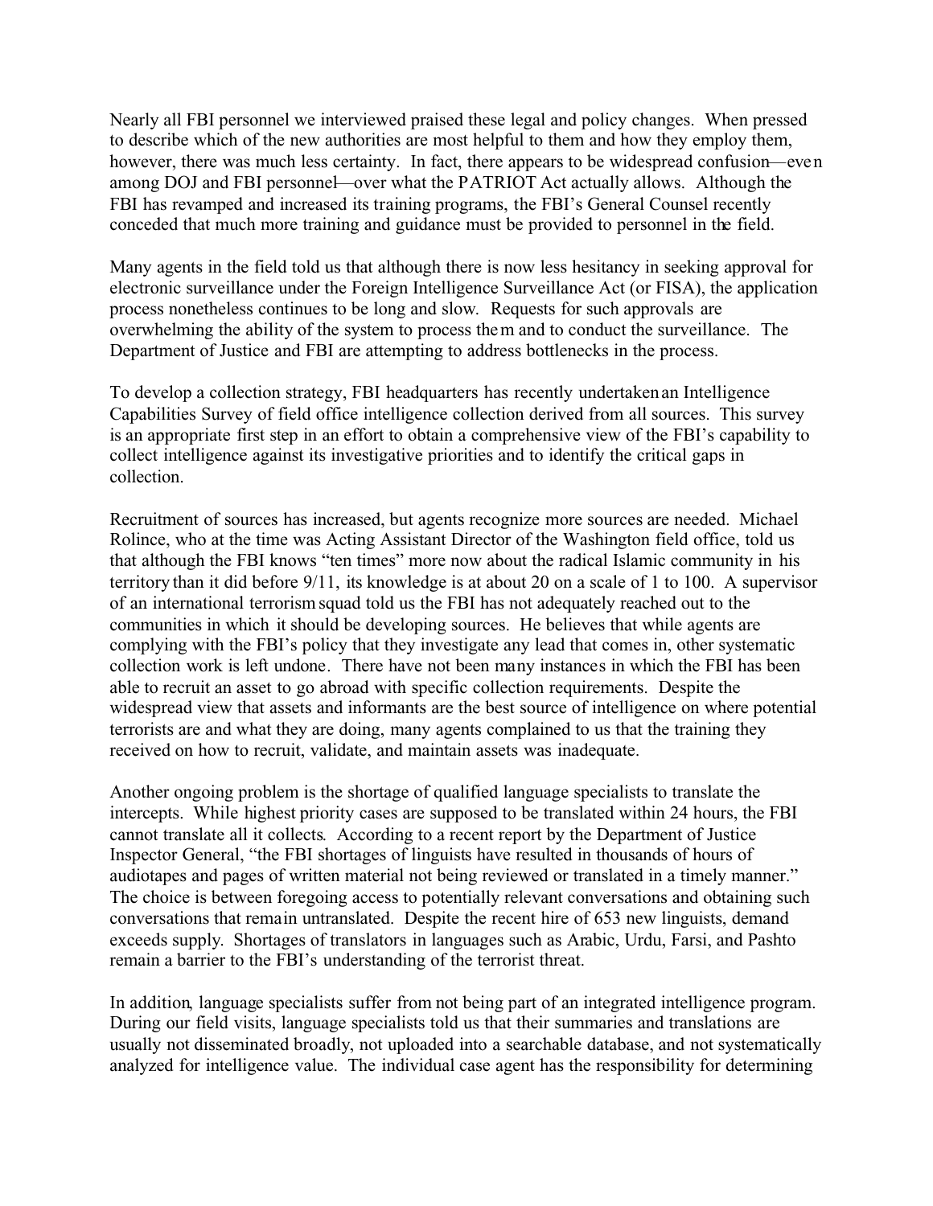Nearly all FBI personnel we interviewed praised these legal and policy changes. When pressed to describe which of the new authorities are most helpful to them and how they employ them, however, there was much less certainty. In fact, there appears to be widespread confusion—even among DOJ and FBI personnel—over what the PATRIOT Act actually allows. Although the FBI has revamped and increased its training programs, the FBI's General Counsel recently conceded that much more training and guidance must be provided to personnel in the field.

Many agents in the field told us that although there is now less hesitancy in seeking approval for electronic surveillance under the Foreign Intelligence Surveillance Act (or FISA), the application process nonetheless continues to be long and slow. Requests for such approvals are overwhelming the ability of the system to process them and to conduct the surveillance. The Department of Justice and FBI are attempting to address bottlenecks in the process.

To develop a collection strategy, FBI headquarters has recently undertaken an Intelligence Capabilities Survey of field office intelligence collection derived from all sources. This survey is an appropriate first step in an effort to obtain a comprehensive view of the FBI's capability to collect intelligence against its investigative priorities and to identify the critical gaps in collection.

Recruitment of sources has increased, but agents recognize more sources are needed. Michael Rolince, who at the time was Acting Assistant Director of the Washington field office, told us that although the FBI knows "ten times" more now about the radical Islamic community in his territory than it did before 9/11, its knowledge is at about 20 on a scale of 1 to 100. A supervisor of an international terrorism squad told us the FBI has not adequately reached out to the communities in which it should be developing sources. He believes that while agents are complying with the FBI's policy that they investigate any lead that comes in, other systematic collection work is left undone. There have not been many instances in which the FBI has been able to recruit an asset to go abroad with specific collection requirements. Despite the widespread view that assets and informants are the best source of intelligence on where potential terrorists are and what they are doing, many agents complained to us that the training they received on how to recruit, validate, and maintain assets was inadequate.

Another ongoing problem is the shortage of qualified language specialists to translate the intercepts. While highest priority cases are supposed to be translated within 24 hours, the FBI cannot translate all it collects. According to a recent report by the Department of Justice Inspector General, "the FBI shortages of linguists have resulted in thousands of hours of audiotapes and pages of written material not being reviewed or translated in a timely manner." The choice is between foregoing access to potentially relevant conversations and obtaining such conversations that remain untranslated. Despite the recent hire of 653 new linguists, demand exceeds supply. Shortages of translators in languages such as Arabic, Urdu, Farsi, and Pashto remain a barrier to the FBI's understanding of the terrorist threat.

In addition, language specialists suffer from not being part of an integrated intelligence program. During our field visits, language specialists told us that their summaries and translations are usually not disseminated broadly, not uploaded into a searchable database, and not systematically analyzed for intelligence value. The individual case agent has the responsibility for determining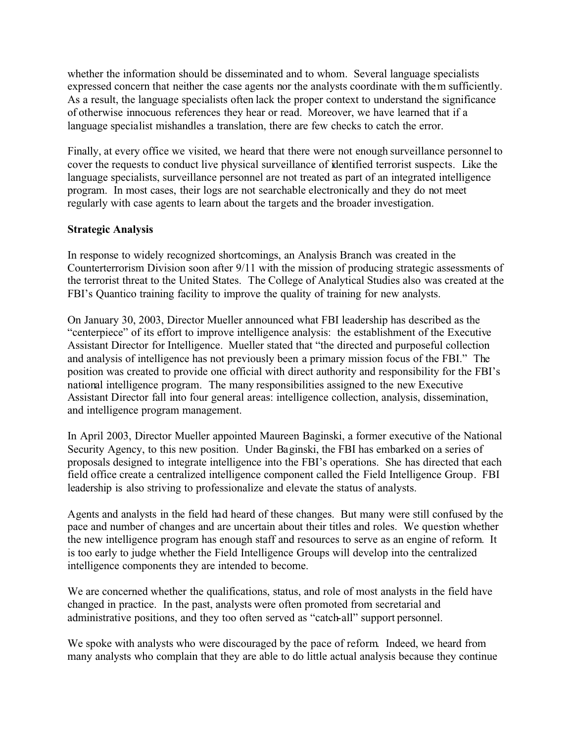whether the information should be disseminated and to whom. Several language specialists expressed concern that neither the case agents nor the analysts coordinate with them sufficiently. As a result, the language specialists often lack the proper context to understand the significance of otherwise innocuous references they hear or read. Moreover, we have learned that if a language specialist mishandles a translation, there are few checks to catch the error.

Finally, at every office we visited, we heard that there were not enough surveillance personnel to cover the requests to conduct live physical surveillance of identified terrorist suspects. Like the language specialists, surveillance personnel are not treated as part of an integrated intelligence program. In most cases, their logs are not searchable electronically and they do not meet regularly with case agents to learn about the targets and the broader investigation.

**Strategic Analysis**

In response to widely recognized shortcomings, an Analysis Branch was created in the Counterterrorism Division soon after 9/11 with the mission of producing strategic assessments of the terrorist threat to the United States. The College of Analytical Studies also was created at the FBI's Quantico training facility to improve the quality of training for new analysts.

On January 30, 2003, Director Mueller announced what FBI leadership has described as the "centerpiece" of its effort to improve intelligence analysis: the establishment of the Executive Assistant Director for Intelligence. Mueller stated that "the directed and purposeful collection and analysis of intelligence has not previously been a primary mission focus of the FBI." The position was created to provide one official with direct authority and responsibility for the FBI's national intelligence program. The many responsibilities assigned to the new Executive Assistant Director fall into four general areas: intelligence collection, analysis, dissemination, and intelligence program management.

In April 2003, Director Mueller appointed Maureen Baginski, a former executive of the National Security Agency, to this new position. Under Baginski, the FBI has embarked on a series of proposals designed to integrate intelligence into the FBI's operations. She has directed that each field office create a centralized intelligence component called the Field Intelligence Group. FBI leadership is also striving to professionalize and elevate the status of analysts.

Agents and analysts in the field had heard of these changes. But many were still confused by the pace and number of changes and are uncertain about their titles and roles. We question whether the new intelligence program has enough staff and resources to serve as an engine of reform. It is too early to judge whether the Field Intelligence Groups will develop into the centralized intelligence components they are intended to become.

We are concerned whether the qualifications, status, and role of most analysts in the field have changed in practice. In the past, analysts were often promoted from secretarial and administrative positions, and they too often served as "catch-all" support personnel.

We spoke with analysts who were discouraged by the pace of reform. Indeed, we heard from many analysts who complain that they are able to do little actual analysis because they continue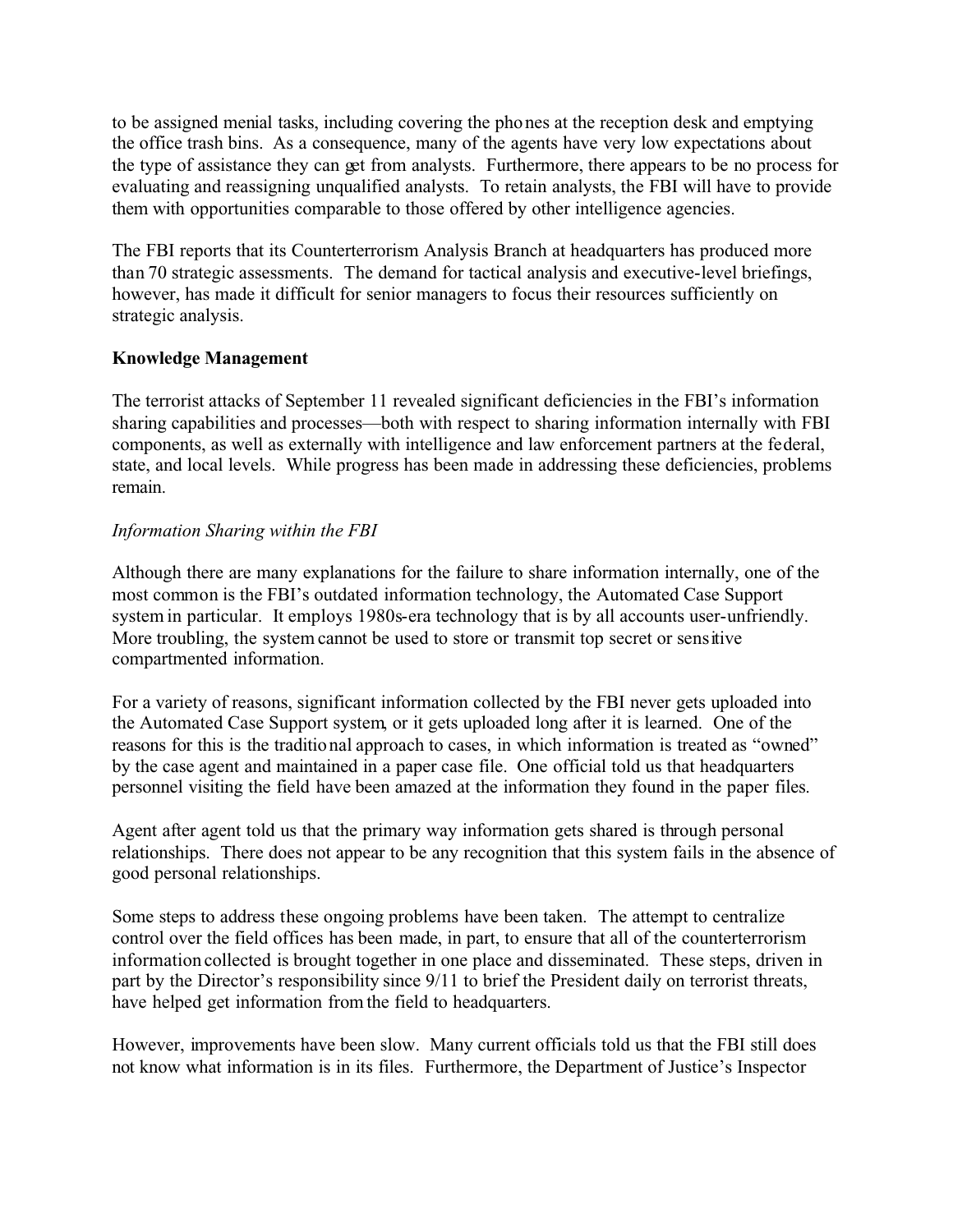to be assigned menial tasks, including covering the phones at the reception desk and emptying the office trash bins. As a consequence, many of the agents have very low expectations about the type of assistance they can get from analysts. Furthermore, there appears to be no process for evaluating and reassigning unqualified analysts. To retain analysts, the FBI will have to provide them with opportunities comparable to those offered by other intelligence agencies.

The FBI reports that its Counterterrorism Analysis Branch at headquarters has produced more than 70 strategic assessments. The demand for tactical analysis and executive-level briefings, however, has made it difficult for senior managers to focus their resources sufficiently on strategic analysis.

**Knowledge Management**

The terrorist attacks of September 11 revealed significant deficiencies in the FBI's information sharing capabilities and processes—both with respect to sharing information internally with FBI components, as well as externally with intelligence and law enforcement partners at the federal, state, and local levels. While progress has been made in addressing these deficiencies, problems remain.

*Information Sharing within the FBI*

Although there are many explanations for the failure to share information internally, one of the most common is the FBI's outdated information technology, the Automated Case Support system in particular. It employs 1980s-era technology that is by all accounts user-unfriendly. More troubling, the system cannot be used to store or transmit top secret or sensitive compartmented information.

For a variety of reasons, significant information collected by the FBI never gets uploaded into the Automated Case Support system, or it gets uploaded long after it is learned. One of the reasons for this is the traditional approach to cases, in which information is treated as "owned" by the case agent and maintained in a paper case file. One official told us that headquarters personnel visiting the field have been amazed at the information they found in the paper files.

Agent after agent told us that the primary way information gets shared is through personal relationships. There does not appear to be any recognition that this system fails in the absence of good personal relationships.

Some steps to address these ongoing problems have been taken. The attempt to centralize control over the field offices has been made, in part, to ensure that all of the counterterrorism information collected is brought together in one place and disseminated. These steps, driven in part by the Director's responsibility since 9/11 to brief the President daily on terrorist threats, have helped get information from the field to headquarters.

However, improvements have been slow. Many current officials told us that the FBI still does not know what information is in its files. Furthermore, the Department of Justice's Inspector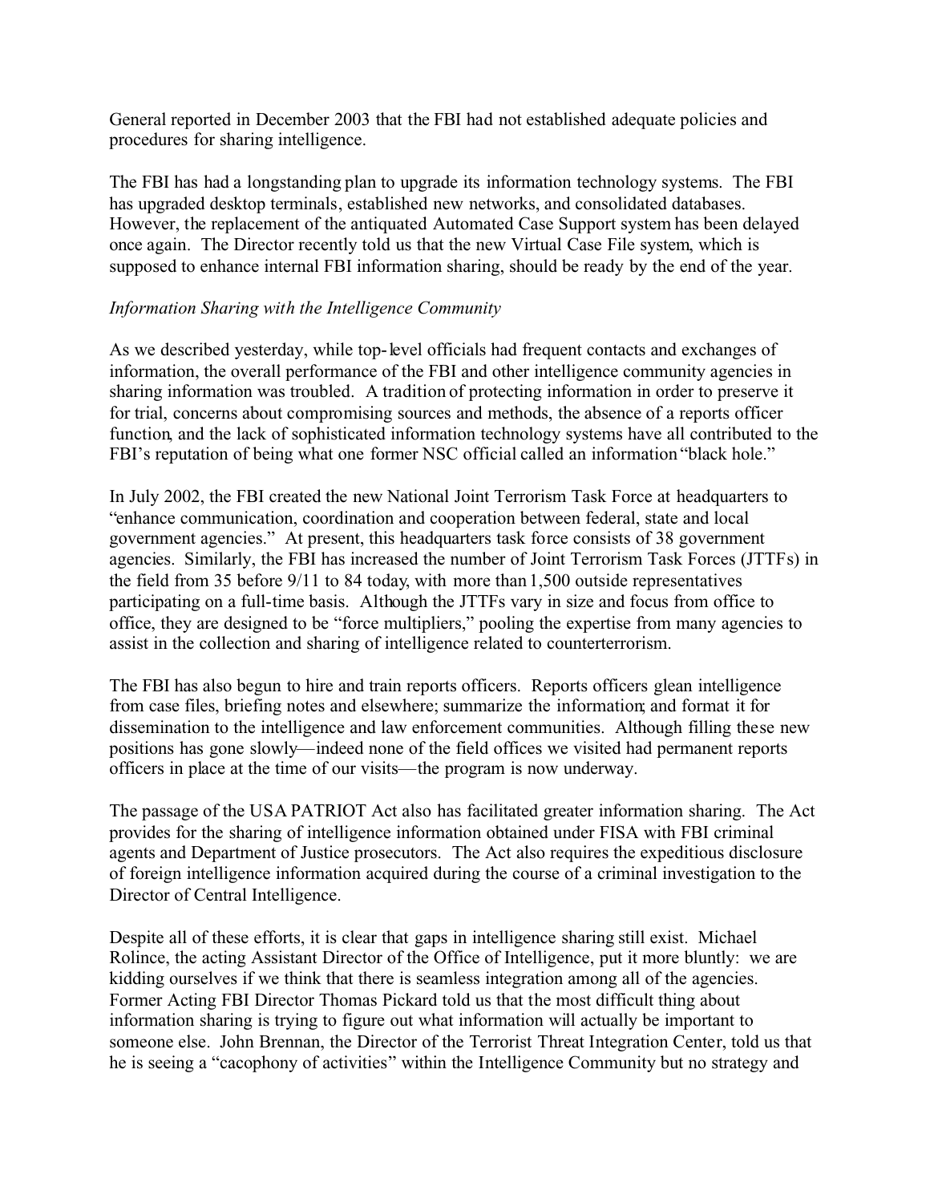General reported in December 2003 that the FBI had not established adequate policies and procedures for sharing intelligence.

The FBI has had a longstanding plan to upgrade its information technology systems. The FBI has upgraded desktop terminals, established new networks, and consolidated databases. However, the replacement of the antiquated Automated Case Support system has been delayed once again. The Director recently told us that the new Virtual Case File system, which is supposed to enhance internal FBI information sharing, should be ready by the end of the year.

*Information Sharing with the Intelligence Community*

As we described yesterday, while top-level officials had frequent contacts and exchanges of information, the overall performance of the FBI and other intelligence community agencies in sharing information was troubled. A tradition of protecting information in order to preserve it for trial, concerns about compromising sources and methods, the absence of a reports officer function, and the lack of sophisticated information technology systems have all contributed to the FBI's reputation of being what one former NSC official called an information "black hole."

In July 2002, the FBI created the new National Joint Terrorism Task Force at headquarters to "enhance communication, coordination and cooperation between federal, state and local government agencies." At present, this headquarters task force consists of 38 government agencies. Similarly, the FBI has increased the number of Joint Terrorism Task Forces (JTTFs) in the field from 35 before 9/11 to 84 today, with more than 1,500 outside representatives participating on a full-time basis. Although the JTTFs vary in size and focus from office to office, they are designed to be "force multipliers," pooling the expertise from many agencies to assist in the collection and sharing of intelligence related to counterterrorism.

The FBI has also begun to hire and train reports officers. Reports officers glean intelligence from case files, briefing notes and elsewhere; summarize the information; and format it for dissemination to the intelligence and law enforcement communities. Although filling these new positions has gone slowly—indeed none of the field offices we visited had permanent reports officers in place at the time of our visits—the program is now underway.

The passage of the USA PATRIOT Act also has facilitated greater information sharing. The Act provides for the sharing of intelligence information obtained under FISA with FBI criminal agents and Department of Justice prosecutors. The Act also requires the expeditious disclosure of foreign intelligence information acquired during the course of a criminal investigation to the Director of Central Intelligence.

Despite all of these efforts, it is clear that gaps in intelligence sharing still exist. Michael Rolince, the acting Assistant Director of the Office of Intelligence, put it more bluntly: we are kidding ourselves if we think that there is seamless integration among all of the agencies. Former Acting FBI Director Thomas Pickard told us that the most difficult thing about information sharing is trying to figure out what information will actually be important to someone else. John Brennan, the Director of the Terrorist Threat Integration Center, told us that he is seeing a "cacophony of activities" within the Intelligence Community but no strategy and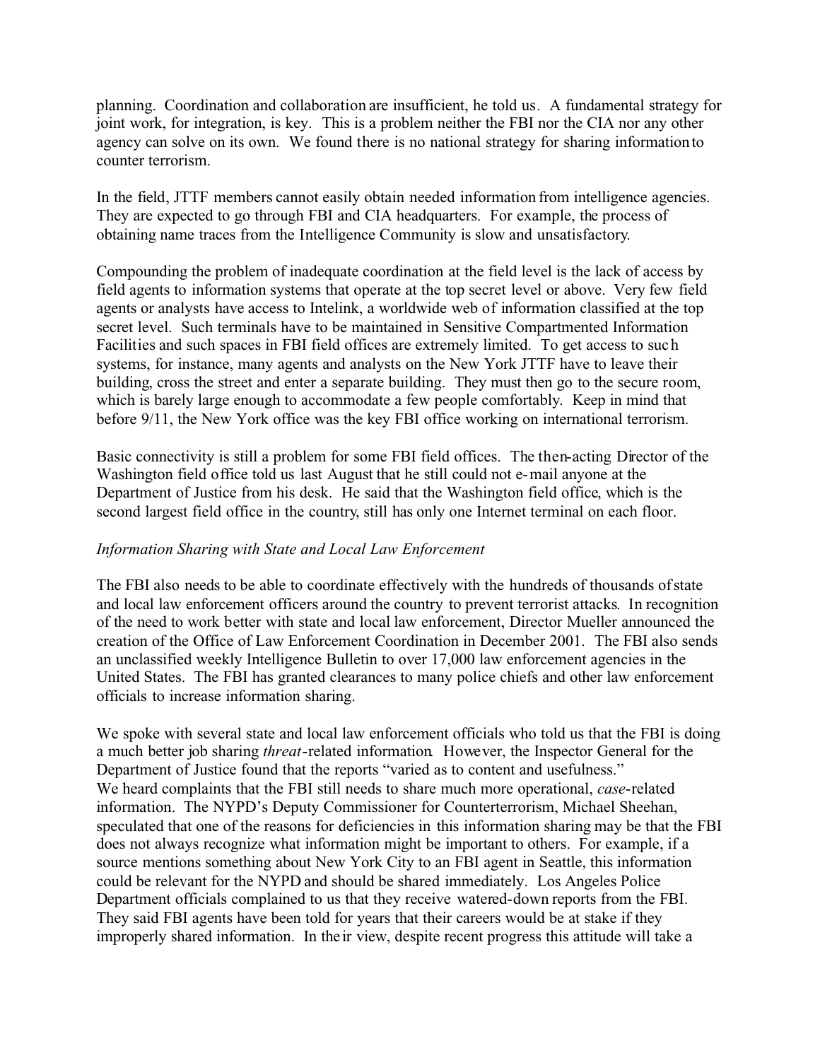planning. Coordination and collaboration are insufficient, he told us. A fundamental strategy for joint work, for integration, is key. This is a problem neither the FBI nor the CIA nor any other agency can solve on its own. We found there is no national strategy for sharing information to counter terrorism.

In the field, JTTF members cannot easily obtain needed information from intelligence agencies. They are expected to go through FBI and CIA headquarters. For example, the process of obtaining name traces from the Intelligence Community is slow and unsatisfactory.

Compounding the problem of inadequate coordination at the field level is the lack of access by field agents to information systems that operate at the top secret level or above. Very few field agents or analysts have access to Intelink, a worldwide web of information classified at the top secret level. Such terminals have to be maintained in Sensitive Compartmented Information Facilities and such spaces in FBI field offices are extremely limited. To get access to such systems, for instance, many agents and analysts on the New York JTTF have to leave their building, cross the street and enter a separate building. They must then go to the secure room, which is barely large enough to accommodate a few people comfortably. Keep in mind that before 9/11, the New York office was the key FBI office working on international terrorism.

Basic connectivity is still a problem for some FBI field offices. The then-acting Director of the Washington field office told us last August that he still could not e-mail anyone at the Department of Justice from his desk. He said that the Washington field office, which is the second largest field office in the country, still has only one Internet terminal on each floor.

*Information Sharing with State and Local Law Enforcement*

The FBI also needs to be able to coordinate effectively with the hundreds of thousands of state and local law enforcement officers around the country to prevent terrorist attacks. In recognition of the need to work better with state and local law enforcement, Director Mueller announced the creation of the Office of Law Enforcement Coordination in December 2001. The FBI also sends an unclassified weekly Intelligence Bulletin to over 17,000 law enforcement agencies in the United States. The FBI has granted clearances to many police chiefs and other law enforcement officials to increase information sharing.

We spoke with several state and local law enforcement officials who told us that the FBI is doing a much better job sharing *threat*-related information. However, the Inspector General for the Department of Justice found that the reports "varied as to content and usefulness."
We heard complaints that the FBI still needs to share much more operational, *case*-related information. The NYPD's Deputy Commissioner for Counterterrorism, Michael Sheehan, speculated that one of the reasons for deficiencies in this information sharing may be that the FBI does not always recognize what information might be important to others. For example, if a source mentions something about New York City to an FBI agent in Seattle, this information could be relevant for the NYPD and should be shared immediately. Los Angeles Police Department officials complained to us that they receive watered-down reports from the FBI. They said FBI agents have been told for years that their careers would be at stake if they improperly shared information. In their view, despite recent progress this attitude will take a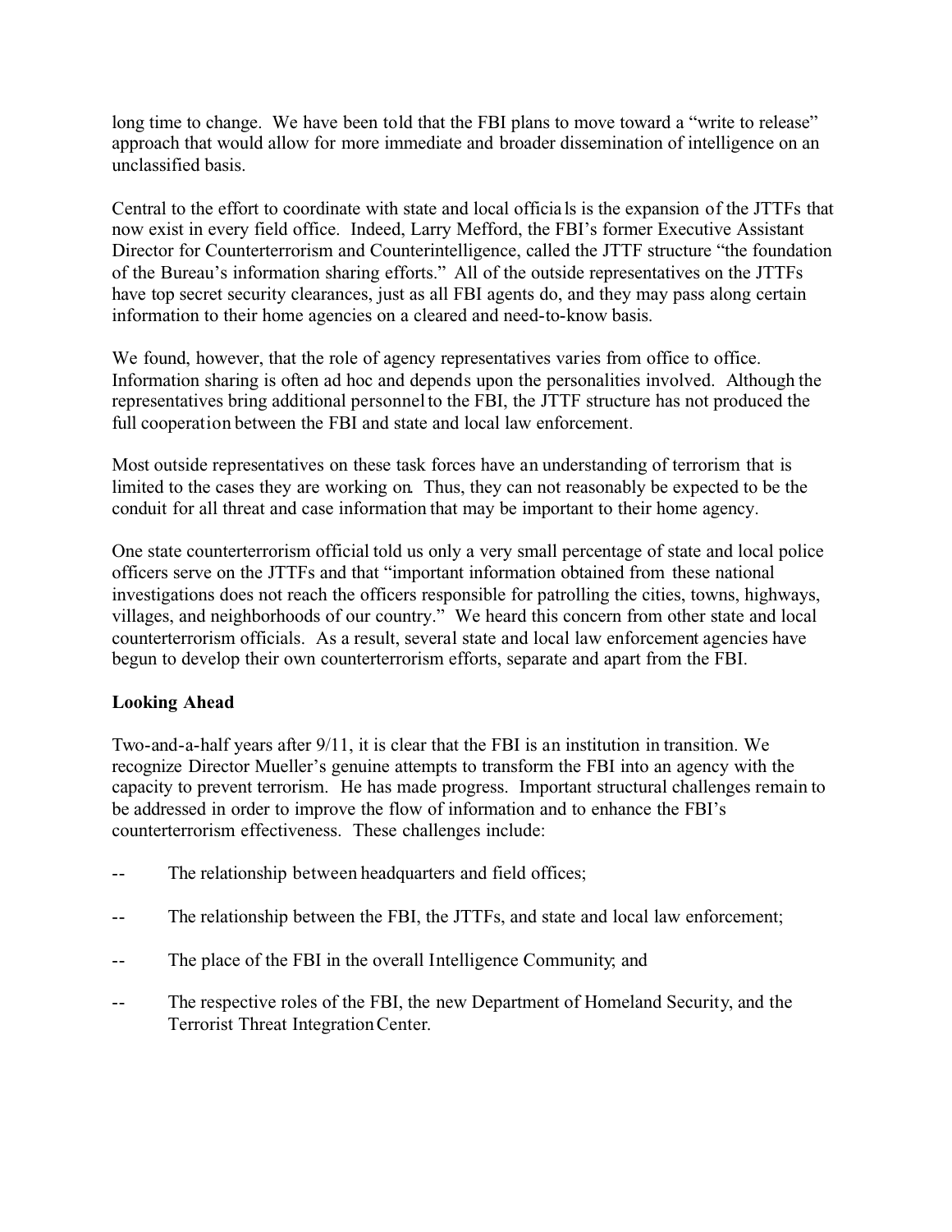long time to change. We have been told that the FBI plans to move toward a "write to release" approach that would allow for more immediate and broader dissemination of intelligence on an unclassified basis.

Central to the effort to coordinate with state and local officials is the expansion of the JTTFs that now exist in every field office. Indeed, Larry Mefford, the FBI's former Executive Assistant Director for Counterterrorism and Counterintelligence, called the JTTF structure "the foundation of the Bureau's information sharing efforts." All of the outside representatives on the JTTFs have top secret security clearances, just as all FBI agents do, and they may pass along certain information to their home agencies on a cleared and need-to-know basis.

We found, however, that the role of agency representatives varies from office to office. Information sharing is often ad hoc and depends upon the personalities involved. Although the representatives bring additional personnel to the FBI, the JTTF structure has not produced the full cooperation between the FBI and state and local law enforcement.

Most outside representatives on these task forces have an understanding of terrorism that is limited to the cases they are working on. Thus, they can not reasonably be expected to be the conduit for all threat and case information that may be important to their home agency.

One state counterterrorism official told us only a very small percentage of state and local police officers serve on the JTTFs and that "important information obtained from these national investigations does not reach the officers responsible for patrolling the cities, towns, highways, villages, and neighborhoods of our country." We heard this concern from other state and local counterterrorism officials. As a result, several state and local law enforcement agencies have begun to develop their own counterterrorism efforts, separate and apart from the FBI.

**Looking Ahead**

Two-and-a-half years after 9/11, it is clear that the FBI is an institution in transition. We recognize Director Mueller's genuine attempts to transform the FBI into an agency with the capacity to prevent terrorism. He has made progress. Important structural challenges remain to be addressed in order to improve the flow of information and to enhance the FBI's counterterrorism effectiveness. These challenges include:

- The relationship between headquarters and field offices;
- The relationship between the FBI, the JTTFs, and state and local law enforcement;
- The place of the FBI in the overall Intelligence Community; and
- The respective roles of the FBI, the new Department of Homeland Security, and the Terrorist Threat Integration Center.